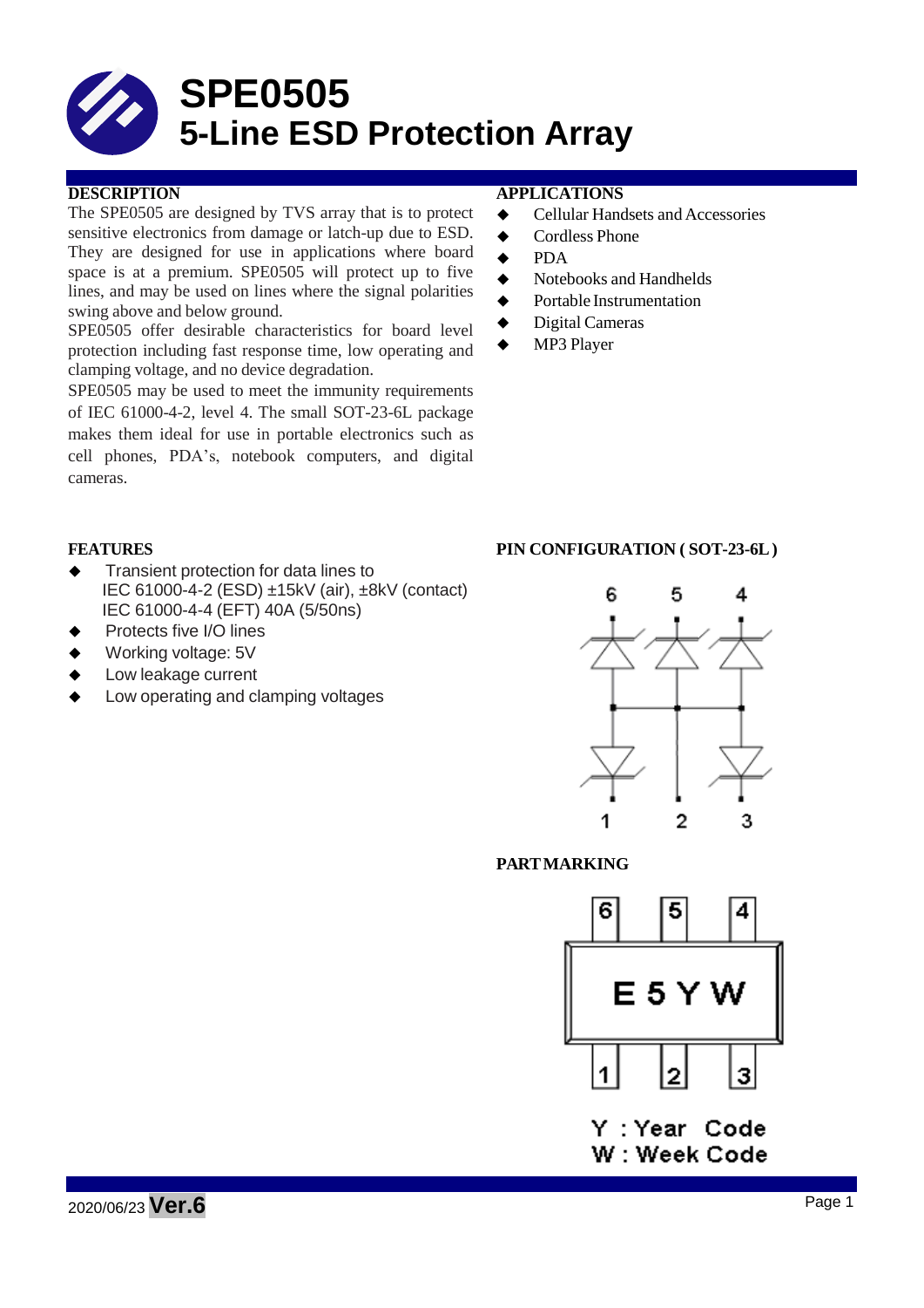# SPE0505
# 5-Line ESD Protection Array

## DESCRIPTION

The SPE0505 are designed by TVS array that is to protect sensitive electronics from damage or latch-up due to ESD. They are designed for use in applications where board space is at a premium. SPE0505 will protect up to five lines, and may be used on lines where the signal polarities swing above and below ground.

SPE0505 offer desirable characteristics for board level protection including fast response time, low operating and clamping voltage, and no device degradation.

SPE0505 may be used to meet the immunity requirements of IEC 61000-4-2, level 4. The small SOT-23-6L package makes them ideal for use in portable electronics such as cell phones, PDA's, notebook computers, and digital cameras.

## APPLICATIONS

- Cellular Handsets and Accessories
- Cordless Phone
- PDA
- Notebooks and Handhelds
- Portable Instrumentation
- Digital Cameras
- MP3 Player

## FEATURES

- Transient protection for data lines to IEC 61000-4-2 (ESD) ±15kV (air), ±8kV (contact) IEC 61000-4-4 (EFT) 40A (5/50ns)
- Protects five I/O lines
- Working voltage: 5V
- Low leakage current
- Low operating and clamping voltages

## PIN CONFIGURATION ( SOT-23-6L )

6 5 4

1 2 3

## PART MARKING

6 5 4

E 5 Y W

1 2 3

Y : Year Code
W : Week Code

2020/06/23 **Ver.6**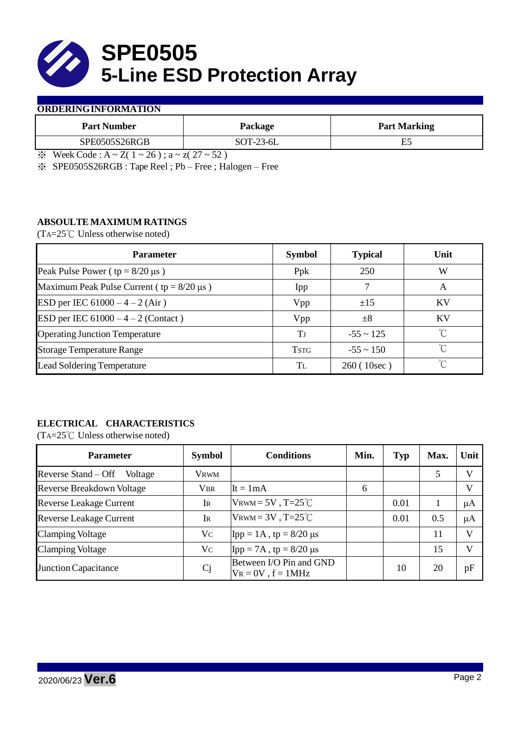# SPE0505
# 5-Line ESD Protection Array

## ORDERING INFORMATION

| Part Number | Package | Part Marking |
| --- | --- | --- |
| SPE0505S26RGB | SOT-23-6L | E5 |

※ Week Code : A ~ Z( 1 ~ 26 ) ; a ~ z( 27 ~ 52 )

※ SPE0505S26RGB : Tape Reel ; Pb – Free ; Halogen – Free

## ABSOULTE MAXIMUM RATINGS

($T_A$=25℃ Unless otherwise noted)

| Parameter | Symbol | Typical | Unit |
| --- | --- | --- | --- |
| Peak Pulse Power ( tp = 8/20 μs ) | Ppk | 250 | W |
| Maximum Peak Pulse Current ( tp = 8/20 μs ) | Ipp | 7 | A |
| ESD per IEC 61000 – 4 – 2 (Air ) | Vpp | ±15 | KV |
| ESD per IEC 61000 – 4 – 2 (Contact ) | Vpp | ±8 | KV |
| Operating Junction Temperature | $T_J$ | -55 ~ 125 | ℃ |
| Storage Temperature Range | $T_{STG}$ | -55 ~ 150 | ℃ |
| Lead Soldering Temperature | $T_L$ | 260 ( 10sec ) | ℃ |

## ELECTRICAL CHARACTERISTICS

($T_A$=25℃ Unless otherwise noted)

| Parameter | Symbol | Conditions | Min. | Typ | Max. | Unit |
| --- | --- | --- | --- | --- | --- | --- |
| Reverse Stand – Off Voltage | $V_{RWM}$ | | | | 5 | V |
| Reverse Breakdown Voltage | $V_{BR}$ | It = 1mA | 6 | | | V |
| Reverse Leakage Current | $I_R$ | $V_{RWM}$ = 5V , T=25℃ | | 0.01 | 1 | μA |
| Reverse Leakage Current | $I_R$ | $V_{RWM}$ = 3V , T=25℃ | | 0.01 | 0.5 | μA |
| Clamping Voltage | $V_C$ | Ipp = 1A , tp = 8/20 μs | | | 11 | V |
| Clamping Voltage | $V_C$ | Ipp = 7A , tp = 8/20 μs | | | 15 | V |
| Junction Capacitance | Cj | Between I/O Pin and GND $V_R$ = 0V , f = 1MHz | | 10 | 20 | pF |

2020/06/23 **Ver.6**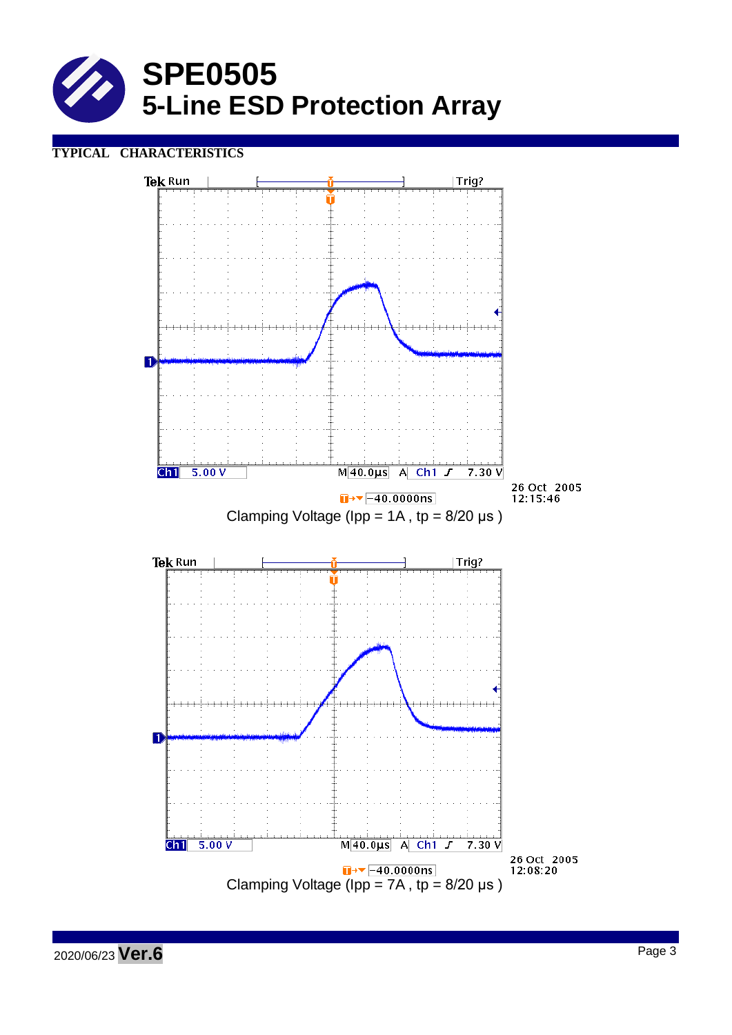# SPE0505
## 5-Line ESD Protection Array

**TYPICAL CHARACTERISTICS**

Clamping Voltage (Ipp = 1A , tp = 8/20 μs )

Clamping Voltage (Ipp = 7A , tp = 8/20 μs )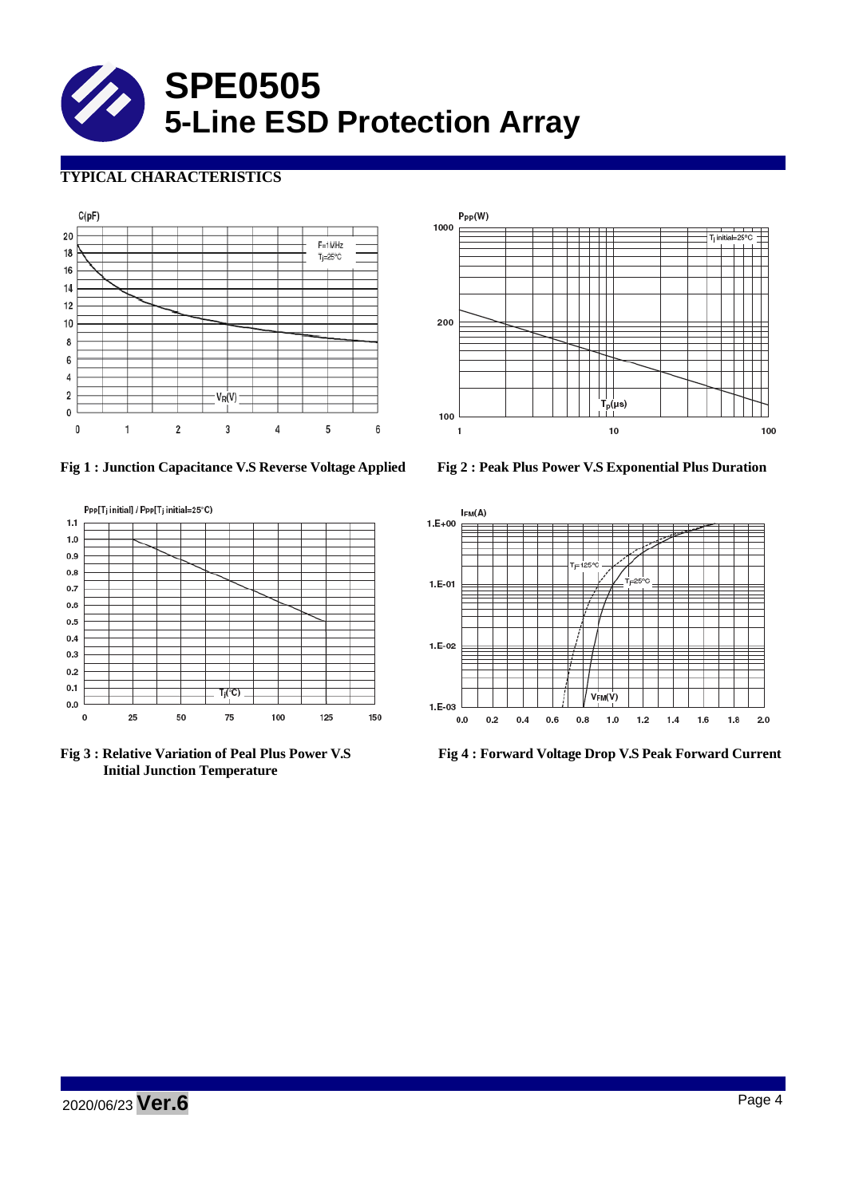# SPE0505
# 5-Line ESD Protection Array

## TYPICAL CHARACTERISTICS

**Fig 1 : Junction Capacitance V.S Reverse Voltage Applied**

**Fig 2 : Peak Plus Power V.S Exponential Plus Duration**

**Fig 3 : Relative Variation of Peal Plus Power V.S Initial Junction Temperature**

**Fig 4 : Forward Voltage Drop V.S Peak Forward Current**

2020/06/23 **Ver.6**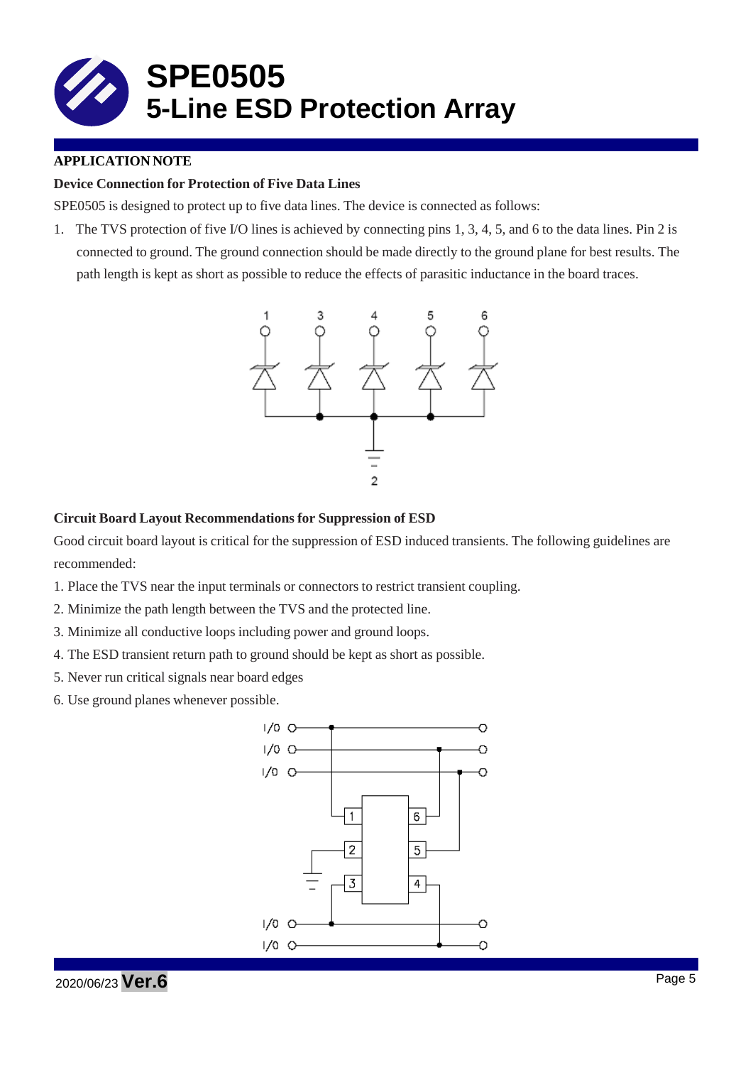# SPE0505
# 5-Line ESD Protection Array

**APPLICATION NOTE**

**Device Connection for Protection of Five Data Lines**

SPE0505 is designed to protect up to five data lines. The device is connected as follows:

1. The TVS protection of five I/O lines is achieved by connecting pins 1, 3, 4, 5, and 6 to the data lines. Pin 2 is connected to ground. The ground connection should be made directly to the ground plane for best results. The path length is kept as short as possible to reduce the effects of parasitic inductance in the board traces.

**Circuit Board Layout Recommendations for Suppression of ESD**

Good circuit board layout is critical for the suppression of ESD induced transients. The following guidelines are recommended:

1. Place the TVS near the input terminals or connectors to restrict transient coupling.
2. Minimize the path length between the TVS and the protected line.
3. Minimize all conductive loops including power and ground loops.
4. The ESD transient return path to ground should be kept as short as possible.
5. Never run critical signals near board edges
6. Use ground planes whenever possible.

2020/06/23 **Ver.6**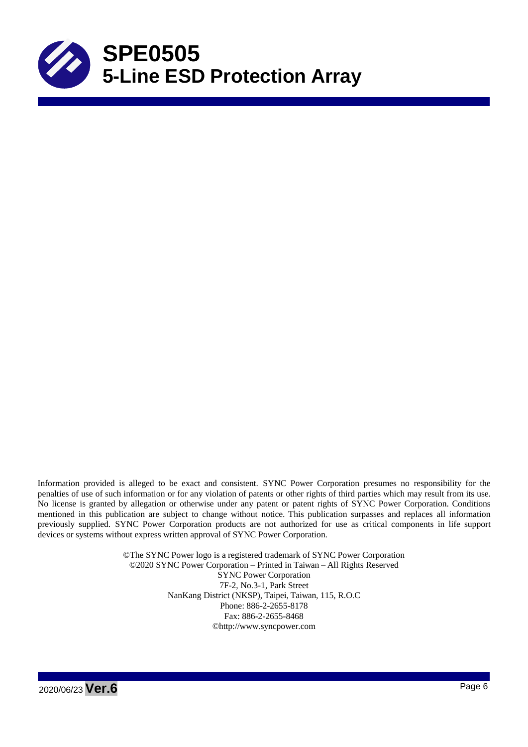Information provided is alleged to be exact and consistent. SYNC Power Corporation presumes no responsibility for the penalties of use of such information or for any violation of patents or other rights of third parties which may result from its use. No license is granted by allegation or otherwise under any patent or patent rights of SYNC Power Corporation. Conditions mentioned in this publication are subject to change without notice. This publication surpasses and replaces all information previously supplied. SYNC Power Corporation products are not authorized for use as critical components in life support devices or systems without express written approval of SYNC Power Corporation.

©The SYNC Power logo is a registered trademark of SYNC Power Corporation
©2020 SYNC Power Corporation – Printed in Taiwan – All Rights Reserved
SYNC Power Corporation
7F-2, No.3-1, Park Street
NanKang District (NKSP), Taipei, Taiwan, 115, R.O.C
Phone: 886-2-2655-8178
Fax: 886-2-2655-8468
©http://www.syncpower.com